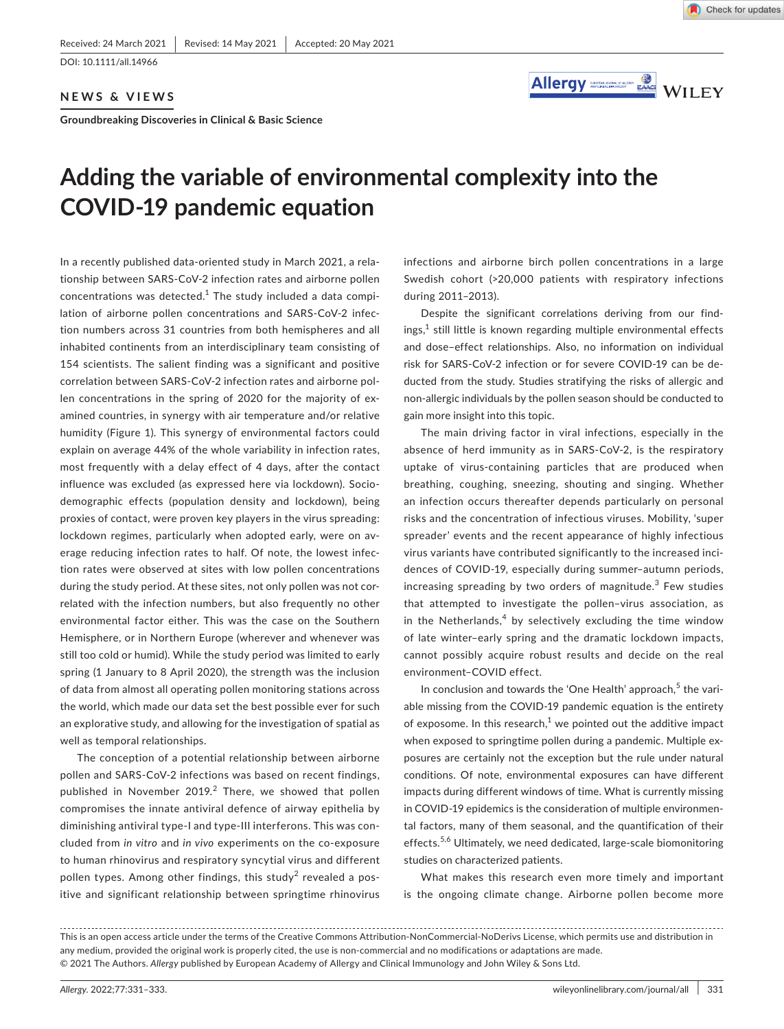Received: 24 March 2021 | Revised: 14 May 2021 | Accepted: 20 May 2021

DOI: 10.1111/all.14966

**NEWS & VIEWS**

**Groundbreaking Discoveries in Clinical & Basic Science**

# Adding the variable of environmental complexity into the COVID-19 pandemic equation

In a recently published data-oriented study in March 2021, a relationship between SARS-CoV-2 infection rates and airborne pollen concentrations was detected.[1] The study included a data compilation of airborne pollen concentrations and SARS-CoV-2 infection numbers across 31 countries from both hemispheres and all inhabited continents from an interdisciplinary team consisting of 154 scientists. The salient finding was a significant and positive correlation between SARS-CoV-2 infection rates and airborne pollen concentrations in the spring of 2020 for the majority of examined countries, in synergy with air temperature and/or relative humidity (Figure 1). This synergy of environmental factors could explain on average 44% of the whole variability in infection rates, most frequently with a delay effect of 4 days, after the contact influence was excluded (as expressed here via lockdown). Socio-demographic effects (population density and lockdown), being proxies of contact, were proven key players in the virus spreading: lockdown regimes, particularly when adopted early, were on average reducing infection rates to half. Of note, the lowest infection rates were observed at sites with low pollen concentrations during the study period. At these sites, not only pollen was not correlated with the infection numbers, but also frequently no other environmental factor either. This was the case on the Southern Hemisphere, or in Northern Europe (wherever and whenever was still too cold or humid). While the study period was limited to early spring (1 January to 8 April 2020), the strength was the inclusion of data from almost all operating pollen monitoring stations across the world, which made our data set the best possible ever for such an explorative study, and allowing for the investigation of spatial as well as temporal relationships.

The conception of a potential relationship between airborne pollen and SARS-CoV-2 infections was based on recent findings, published in November 2019.[2] There, we showed that pollen compromises the innate antiviral defence of airway epithelia by diminishing antiviral type-I and type-III interferons. This was concluded from *in vitro* and *in vivo* experiments on the co-exposure to human rhinovirus and respiratory syncytial virus and different pollen types. Among other findings, this study[2] revealed a positive and significant relationship between springtime rhinovirus infections and airborne birch pollen concentrations in a large Swedish cohort (>20,000 patients with respiratory infections during 2011–2013).

Despite the significant correlations deriving from our findings,[1] still little is known regarding multiple environmental effects and dose–effect relationships. Also, no information on individual risk for SARS-CoV-2 infection or for severe COVID-19 can be deducted from the study. Studies stratifying the risks of allergic and non-allergic individuals by the pollen season should be conducted to gain more insight into this topic.

The main driving factor in viral infections, especially in the absence of herd immunity as in SARS-CoV-2, is the respiratory uptake of virus-containing particles that are produced when breathing, coughing, sneezing, shouting and singing. Whether an infection occurs thereafter depends particularly on personal risks and the concentration of infectious viruses. Mobility, 'super spreader' events and the recent appearance of highly infectious virus variants have contributed significantly to the increased incidences of COVID-19, especially during summer–autumn periods, increasing spreading by two orders of magnitude.[3] Few studies that attempted to investigate the pollen–virus association, as in the Netherlands,[4] by selectively excluding the time window of late winter–early spring and the dramatic lockdown impacts, cannot possibly acquire robust results and decide on the real environment–COVID effect.

In conclusion and towards the 'One Health' approach,[5] the variable missing from the COVID-19 pandemic equation is the entirety of exposome. In this research,[1] we pointed out the additive impact when exposed to springtime pollen during a pandemic. Multiple exposures are certainly not the exception but the rule under natural conditions. Of note, environmental exposures can have different impacts during different windows of time. What is currently missing in COVID-19 epidemics is the consideration of multiple environmental factors, many of them seasonal, and the quantification of their effects.[5,6] Ultimately, we need dedicated, large-scale biomonitoring studies on characterized patients.

What makes this research even more timely and important is the ongoing climate change. Airborne pollen become more

This is an open access article under the terms of the Creative Commons Attribution-NonCommercial-NoDerivs License, which permits use and distribution in any medium, provided the original work is properly cited, the use is non-commercial and no modifications or adaptations are made.
© 2021 The Authors. *Allergy* published by European Academy of Allergy and Clinical Immunology and John Wiley & Sons Ltd.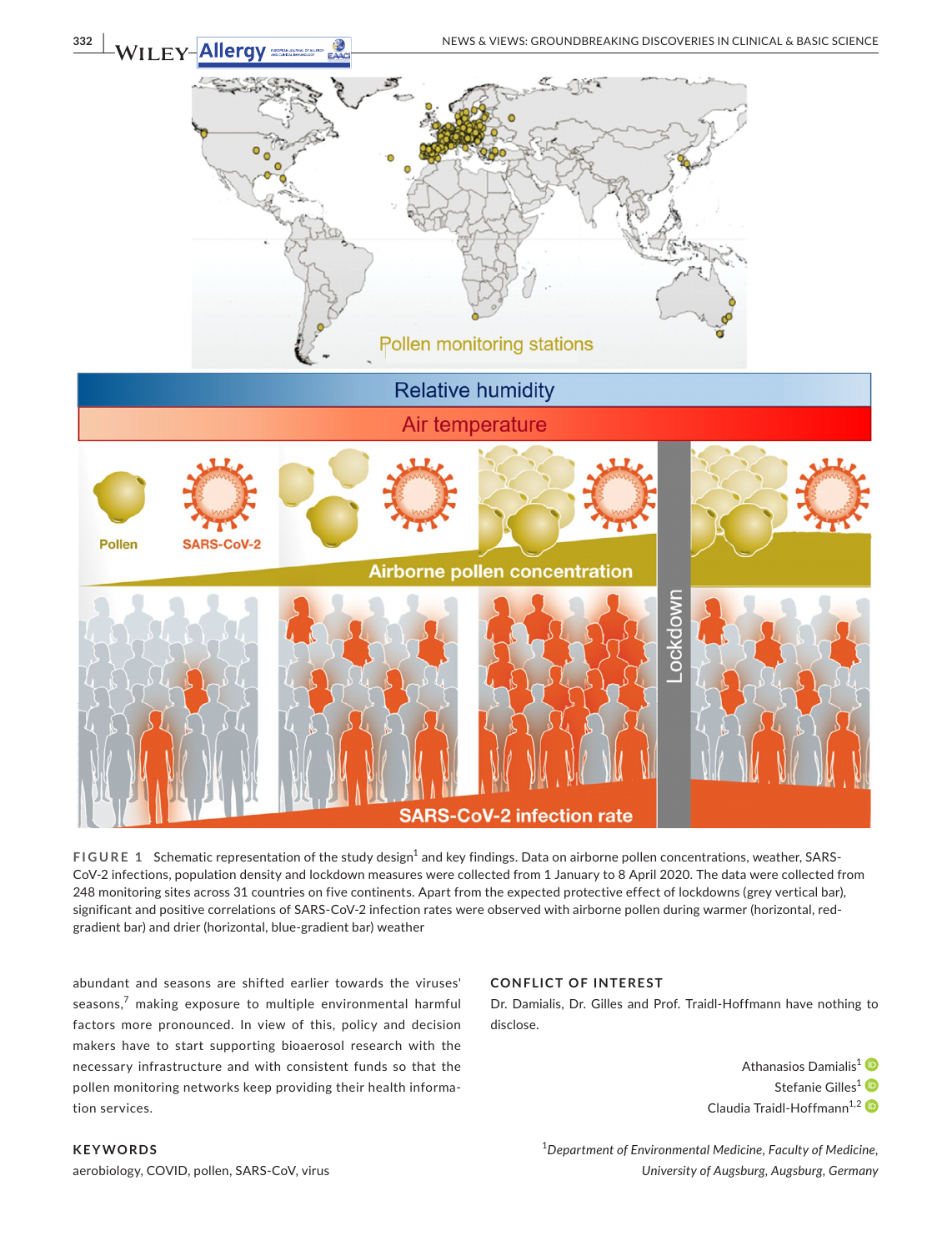FIGURE 1 Schematic representation of the study design[1] and key findings. Data on airborne pollen concentrations, weather, SARS-CoV-2 infections, population density and lockdown measures were collected from 1 January to 8 April 2020. The data were collected from 248 monitoring sites across 31 countries on five continents. Apart from the expected protective effect of lockdowns (grey vertical bar), significant and positive correlations of SARS-CoV-2 infection rates were observed with airborne pollen during warmer (horizontal, red-gradient bar) and drier (horizontal, blue-gradient bar) weather

abundant and seasons are shifted earlier towards the viruses' seasons,[7] making exposure to multiple environmental harmful factors more pronounced. In view of this, policy and decision makers have to start supporting bioaerosol research with the necessary infrastructure and with consistent funds so that the pollen monitoring networks keep providing their health information services.

## KEYWORDS

aerobiology, COVID, pollen, SARS-CoV, virus

## CONFLICT OF INTEREST

Dr. Damialis, Dr. Gilles and Prof. Traidl-Hoffmann have nothing to disclose.

Athanasios Damialis[1]
Stefanie Gilles[1]
Claudia Traidl-Hoffmann[1,2]

[1] *Department of Environmental Medicine, Faculty of Medicine, University of Augsburg, Augsburg, Germany*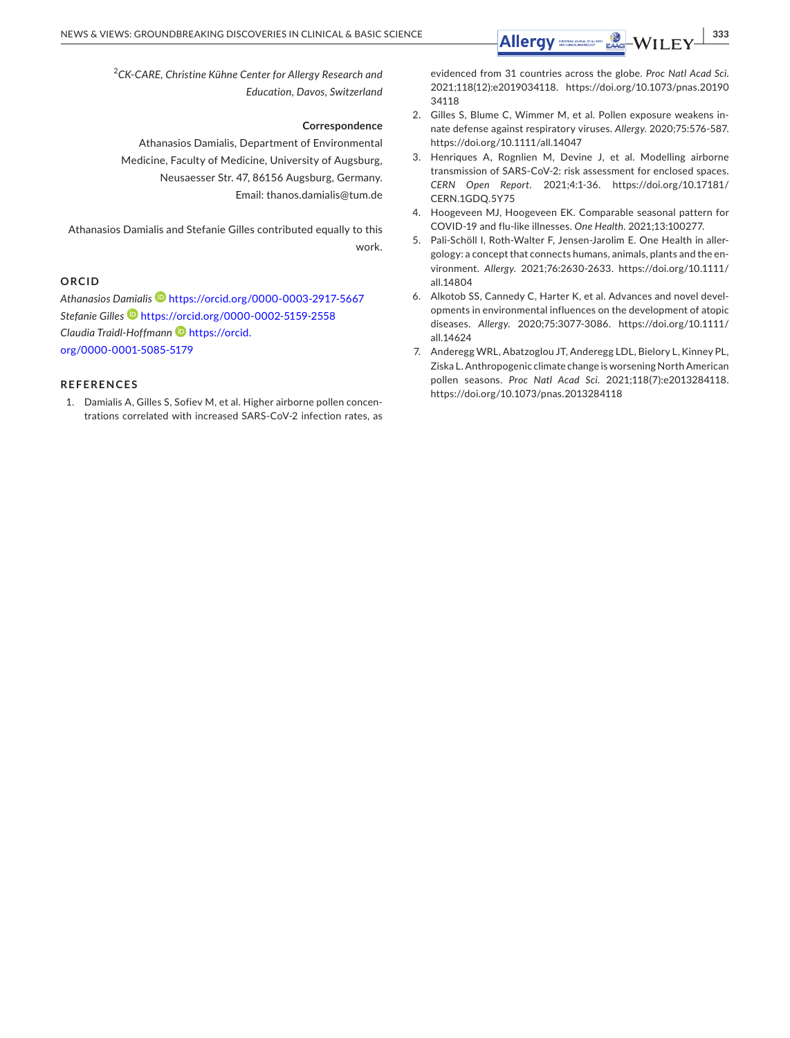[2]*CK-CARE, Christine Kühne Center for Allergy Research and Education, Davos, Switzerland*

**Correspondence**

Athanasios Damialis, Department of Environmental Medicine, Faculty of Medicine, University of Augsburg, Neusaesser Str. 47, 86156 Augsburg, Germany.
Email: thanos.damialis@tum.de

Athanasios Damialis and Stefanie Gilles contributed equally to this work.

## ORCID

*Athanasios Damialis* https://orcid.org/0000-0003-2917-5667
*Stefanie Gilles* https://orcid.org/0000-0002-5159-2558
*Claudia Traidl-Hoffmann* https://orcid.org/0000-0001-5085-5179

## REFERENCES

1. Damialis A, Gilles S, Sofiev M, et al. Higher airborne pollen concentrations correlated with increased SARS-CoV-2 infection rates, as evidenced from 31 countries across the globe. *Proc Natl Acad Sci*. 2021;118(12):e2019034118. https://doi.org/10.1073/pnas.2019034118
2. Gilles S, Blume C, Wimmer M, et al. Pollen exposure weakens innate defense against respiratory viruses. *Allergy*. 2020;75:576-587. https://doi.org/10.1111/all.14047
3. Henriques A, Rognlien M, Devine J, et al. Modelling airborne transmission of SARS-CoV-2: risk assessment for enclosed spaces. *CERN Open Report*. 2021;4:1-36. https://doi.org/10.17181/CERN.1GDQ.5Y75
4. Hoogeveen MJ, Hoogeveen EK. Comparable seasonal pattern for COVID-19 and flu-like illnesses. *One Health*. 2021;13:100277.
5. Pali-Schöll I, Roth-Walter F, Jensen-Jarolim E. One Health in allergology: a concept that connects humans, animals, plants and the environment. *Allergy*. 2021;76:2630-2633. https://doi.org/10.1111/all.14804
6. Alkotob SS, Cannedy C, Harter K, et al. Advances and novel developments in environmental influences on the development of atopic diseases. *Allergy*. 2020;75:3077-3086. https://doi.org/10.1111/all.14624
7. Anderegg WRL, Abatzoglou JT, Anderegg LDL, Bielory L, Kinney PL, Ziska L. Anthropogenic climate change is worsening North American pollen seasons. *Proc Natl Acad Sci*. 2021;118(7):e2013284118. https://doi.org/10.1073/pnas.2013284118